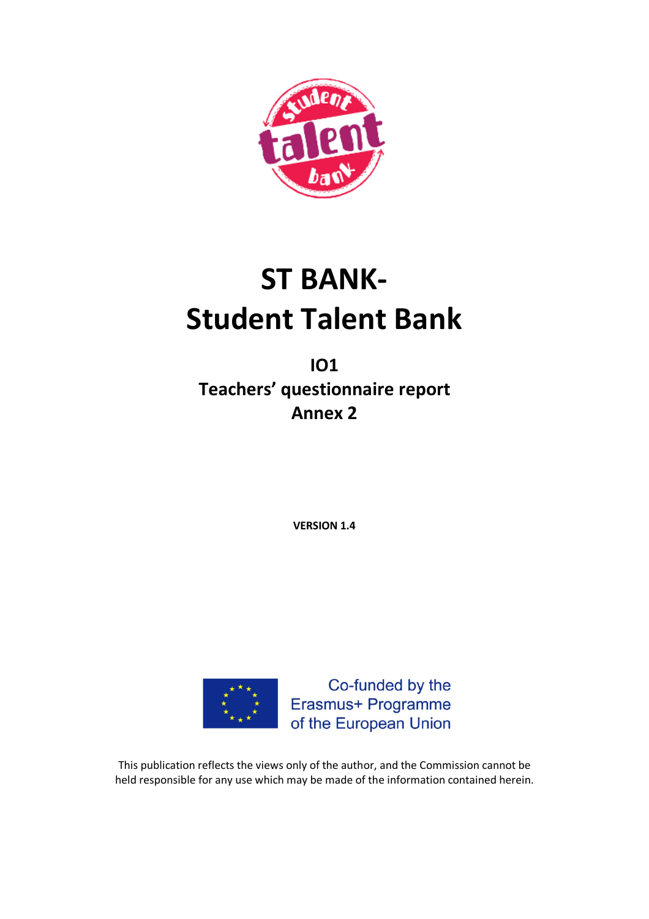# ST BANK-
# Student Talent Bank

## IO1
## Teachers' questionnaire report
## Annex 2

**VERSION 1.4**

Co-funded by the
Erasmus+ Programme
of the European Union

This publication reflects the views only of the author, and the Commission cannot be held responsible for any use which may be made of the information contained herein.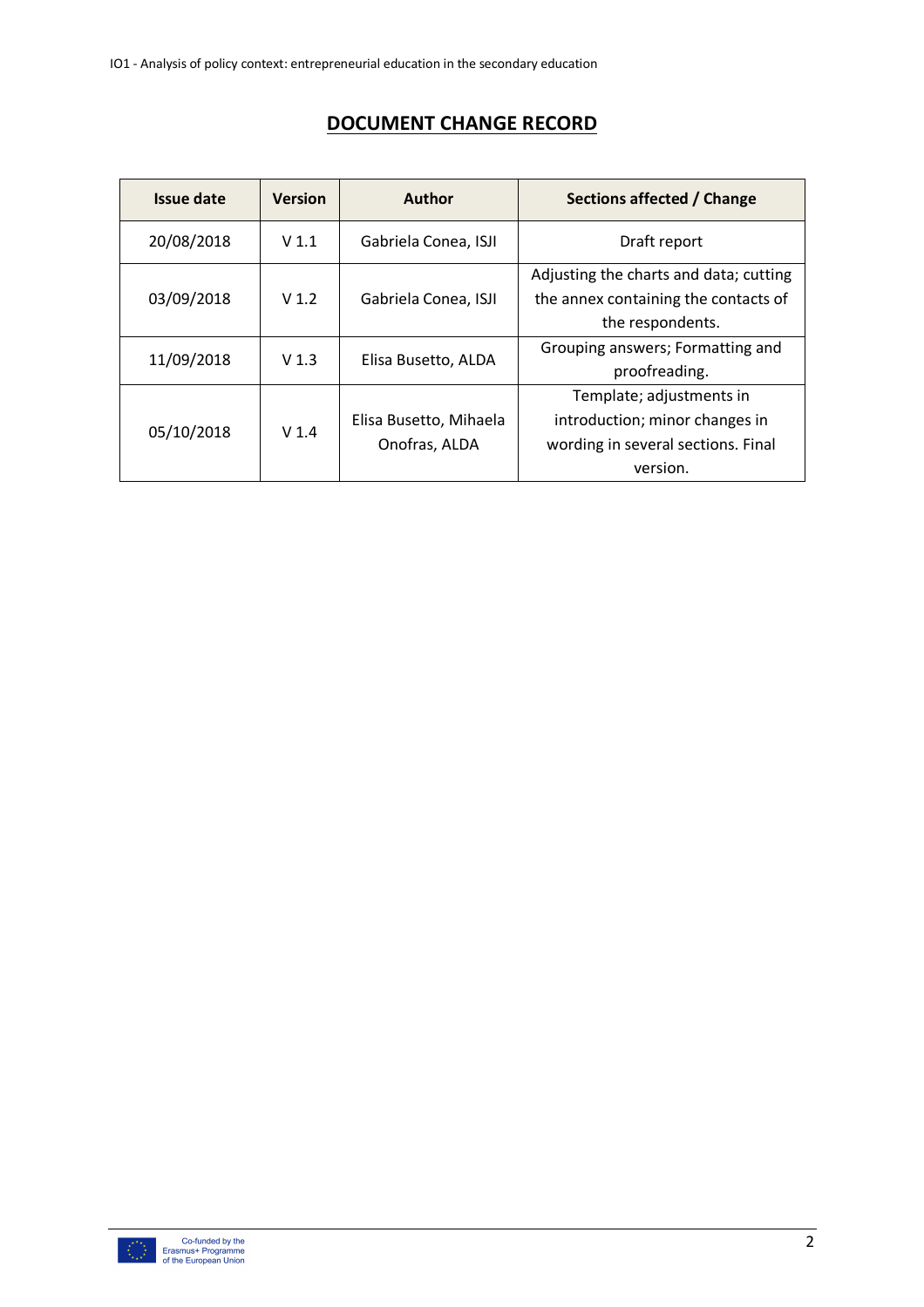# DOCUMENT CHANGE RECORD

| Issue date | Version | Author | Sections affected / Change |
|---|---|---|---|
| 20/08/2018 | V 1.1 | Gabriela Conea, ISJI | Draft report |
| 03/09/2018 | V 1.2 | Gabriela Conea, ISJI | Adjusting the charts and data; cutting the annex containing the contacts of the respondents. |
| 11/09/2018 | V 1.3 | Elisa Busetto, ALDA | Grouping answers; Formatting and proofreading. |
| 05/10/2018 | V 1.4 | Elisa Busetto, Mihaela Onofras, ALDA | Template; adjustments in introduction; minor changes in wording in several sections. Final version. |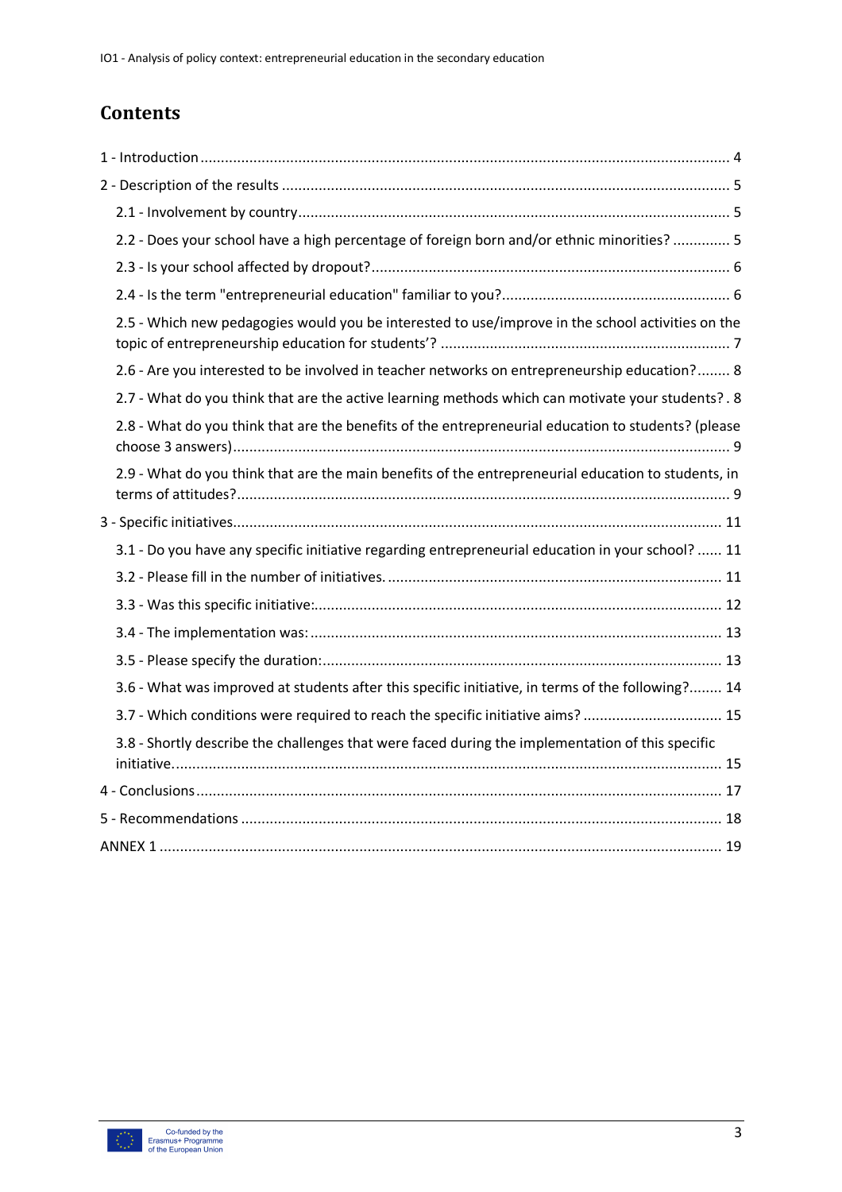# Contents

1 - Introduction ........................................................................................................................ 4

2 - Description of the results ................................................................................................... 5

- 2.1 - Involvement by country ................................................................................................. 5
- 2.2 - Does your school have a high percentage of foreign born and/or ethnic minorities? .............. 5
- 2.3 - Is your school affected by dropout? ................................................................................. 6
- 2.4 - Is the term "entrepreneurial education" familiar to you? ..................................................... 6
- 2.5 - Which new pedagogies would you be interested to use/improve in the school activities on the topic of entrepreneurship education for students'? ..................................................................... 7
- 2.6 - Are you interested to be involved in teacher networks on entrepreneurship education? ........ 8
- 2.7 - What do you think that are the active learning methods which can motivate your students? . 8
- 2.8 - What do you think that are the benefits of the entrepreneurial education to students? (please choose 3 answers) ................................................................................................................. 9
- 2.9 - What do you think that are the main benefits of the entrepreneurial education to students, in terms of attitudes? ........................................................................................................... 9

3 - Specific initiatives ............................................................................................................ 11

- 3.1 - Do you have any specific initiative regarding entrepreneurial education in your school? ...... 11
- 3.2 - Please fill in the number of initiatives. ............................................................................ 11
- 3.3 - Was this specific initiative: ............................................................................................ 12
- 3.4 - The implementation was: .............................................................................................. 13
- 3.5 - Please specify the duration: ........................................................................................... 13
- 3.6 - What was improved at students after this specific initiative, in terms of the following? ........ 14
- 3.7 - Which conditions were required to reach the specific initiative aims? .................................. 15
- 3.8 - Shortly describe the challenges that were faced during the implementation of this specific initiative. ............................................................................................................................ 15

4 - Conclusions ...................................................................................................................... 17

5 - Recommendations ............................................................................................................ 18

ANNEX 1 ............................................................................................................................... 19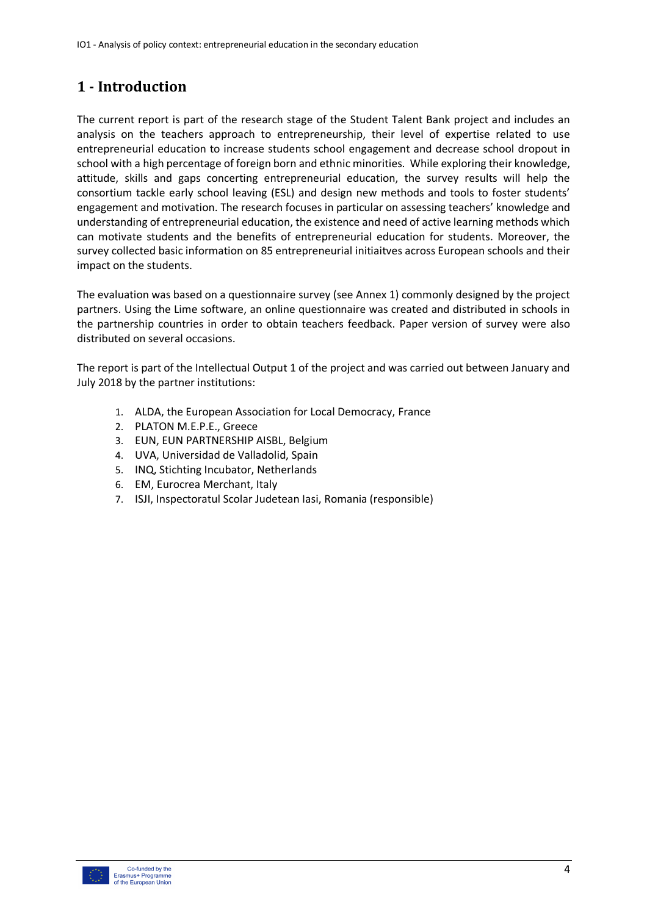# 1 - Introduction

The current report is part of the research stage of the Student Talent Bank project and includes an analysis on the teachers approach to entrepreneurship, their level of expertise related to use entrepreneurial education to increase students school engagement and decrease school dropout in school with a high percentage of foreign born and ethnic minorities. While exploring their knowledge, attitude, skills and gaps concerning entrepreneurial education, the survey results will help the consortium tackle early school leaving (ESL) and design new methods and tools to foster students' engagement and motivation. The research focuses in particular on assessing teachers' knowledge and understanding of entrepreneurial education, the existence and need of active learning methods which can motivate students and the benefits of entrepreneurial education for students. Moreover, the survey collected basic information on 85 entrepreneurial initiaitves across European schools and their impact on the students.

The evaluation was based on a questionnaire survey (see Annex 1) commonly designed by the project partners. Using the Lime software, an online questionnaire was created and distributed in schools in the partnership countries in order to obtain teachers feedback. Paper version of survey were also distributed on several occasions.

The report is part of the Intellectual Output 1 of the project and was carried out between January and July 2018 by the partner institutions:

1. ALDA, the European Association for Local Democracy, France
2. PLATON M.E.P.E., Greece
3. EUN, EUN PARTNERSHIP AISBL, Belgium
4. UVA, Universidad de Valladolid, Spain
5. INQ, Stichting Incubator, Netherlands
6. EM, Eurocrea Merchant, Italy
7. ISJI, Inspectoratul Scolar Judetean Iasi, Romania (responsible)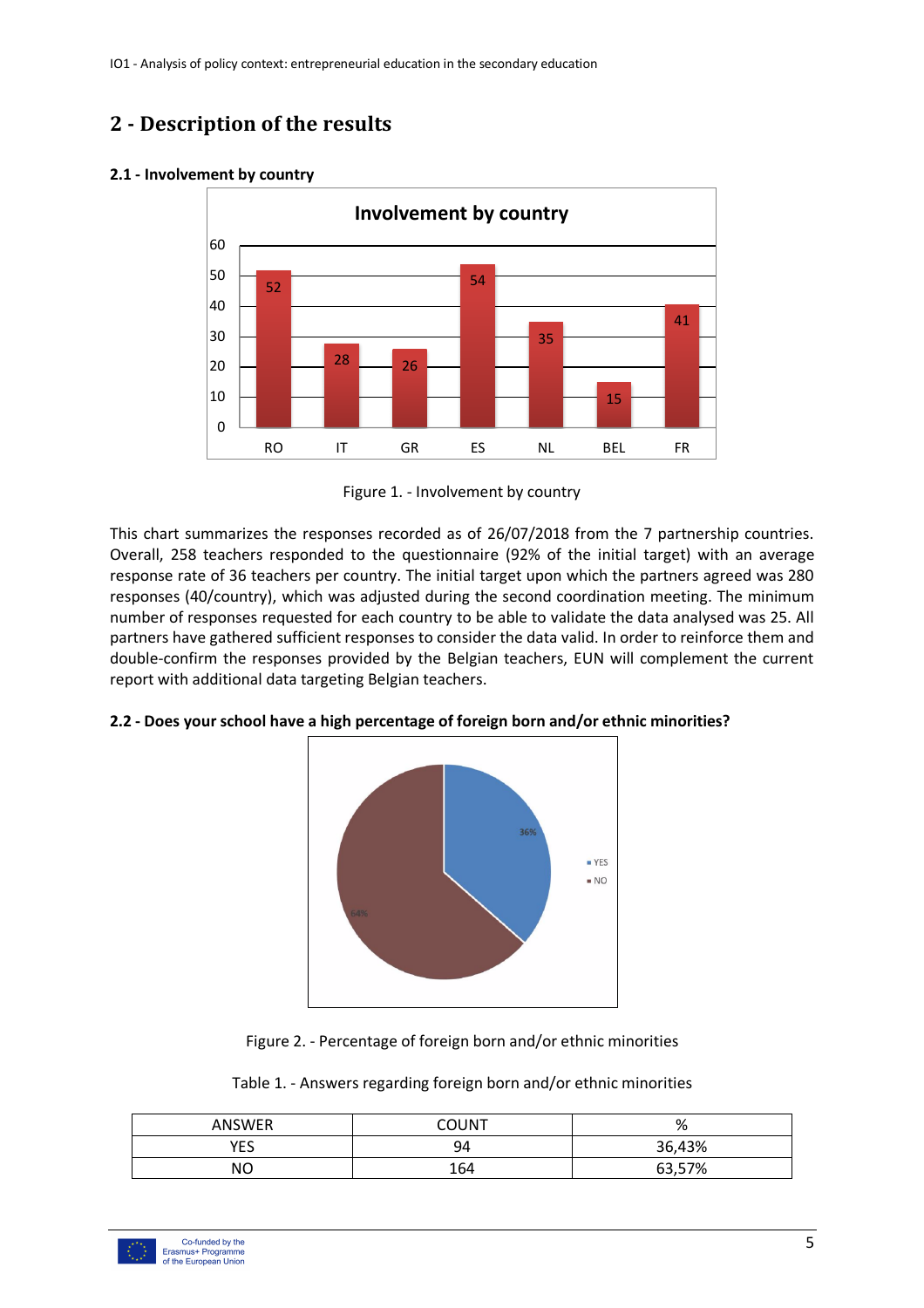## 2 - Description of the results

### 2.1 - Involvement by country

Figure 1. - Involvement by country

This chart summarizes the responses recorded as of 26/07/2018 from the 7 partnership countries. Overall, 258 teachers responded to the questionnaire (92% of the initial target) with an average response rate of 36 teachers per country. The initial target upon which the partners agreed was 280 responses (40/country), which was adjusted during the second coordination meeting. The minimum number of responses requested for each country to be able to validate the data analysed was 25. All partners have gathered sufficient responses to consider the data valid. In order to reinforce them and double-confirm the responses provided by the Belgian teachers, EUN will complement the current report with additional data targeting Belgian teachers.

### 2.2 - Does your school have a high percentage of foreign born and/or ethnic minorities?

Figure 2. - Percentage of foreign born and/or ethnic minorities

Table 1. - Answers regarding foreign born and/or ethnic minorities

| ANSWER | COUNT | % |
|---|---|---|
| YES | 94 | 36,43% |
| NO | 164 | 63,57% |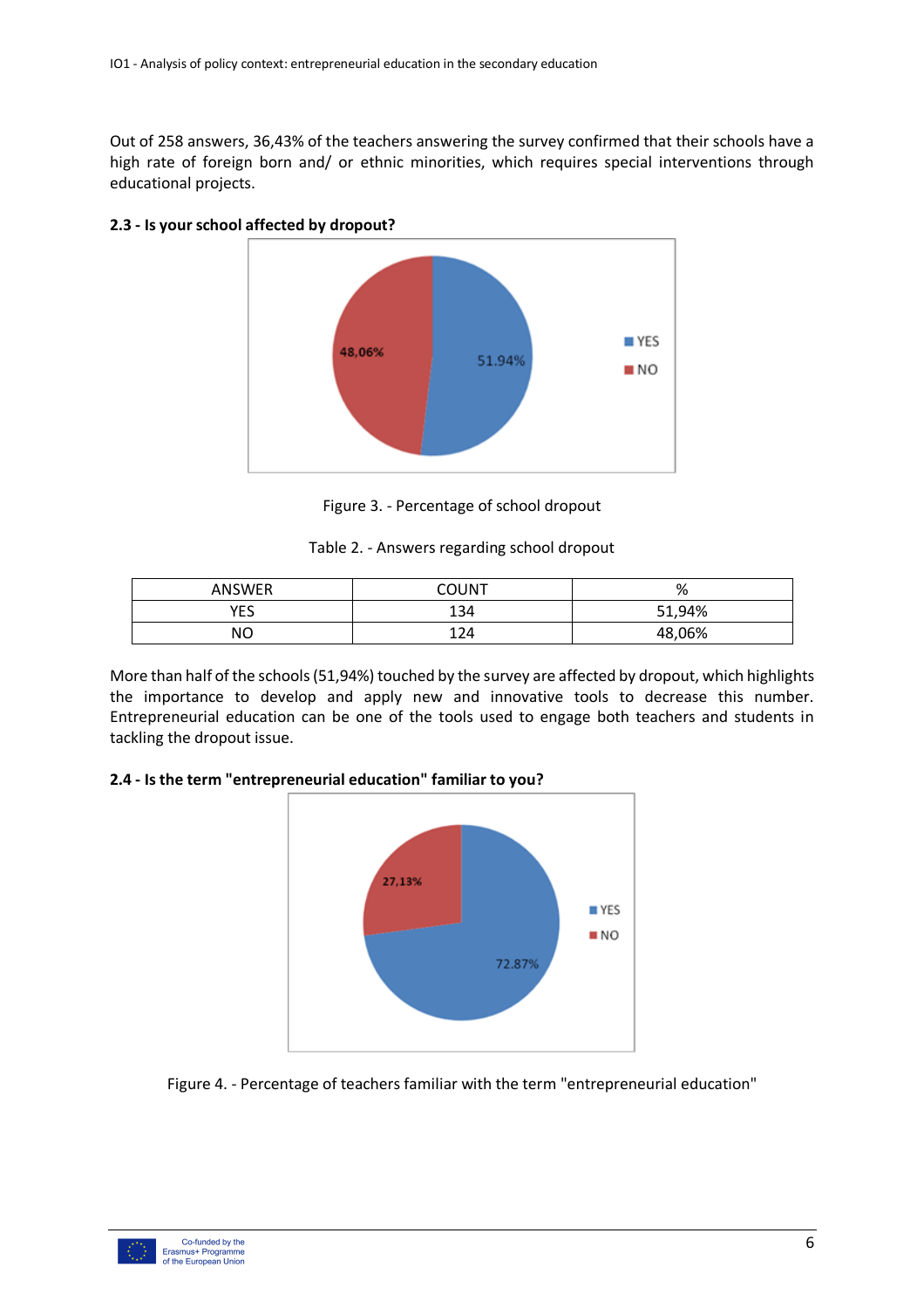Out of 258 answers, 36,43% of the teachers answering the survey confirmed that their schools have a high rate of foreign born and/ or ethnic minorities, which requires special interventions through educational projects.

**2.3 - Is your school affected by dropout?**

Figure 3. - Percentage of school dropout

Table 2. - Answers regarding school dropout

| ANSWER | COUNT | % |
|---|---|---|
| YES | 134 | 51,94% |
| NO | 124 | 48,06% |

More than half of the schools (51,94%) touched by the survey are affected by dropout, which highlights the importance to develop and apply new and innovative tools to decrease this number. Entrepreneurial education can be one of the tools used to engage both teachers and students in tackling the dropout issue.

**2.4 - Is the term "entrepreneurial education" familiar to you?**

Figure 4. - Percentage of teachers familiar with the term "entrepreneurial education"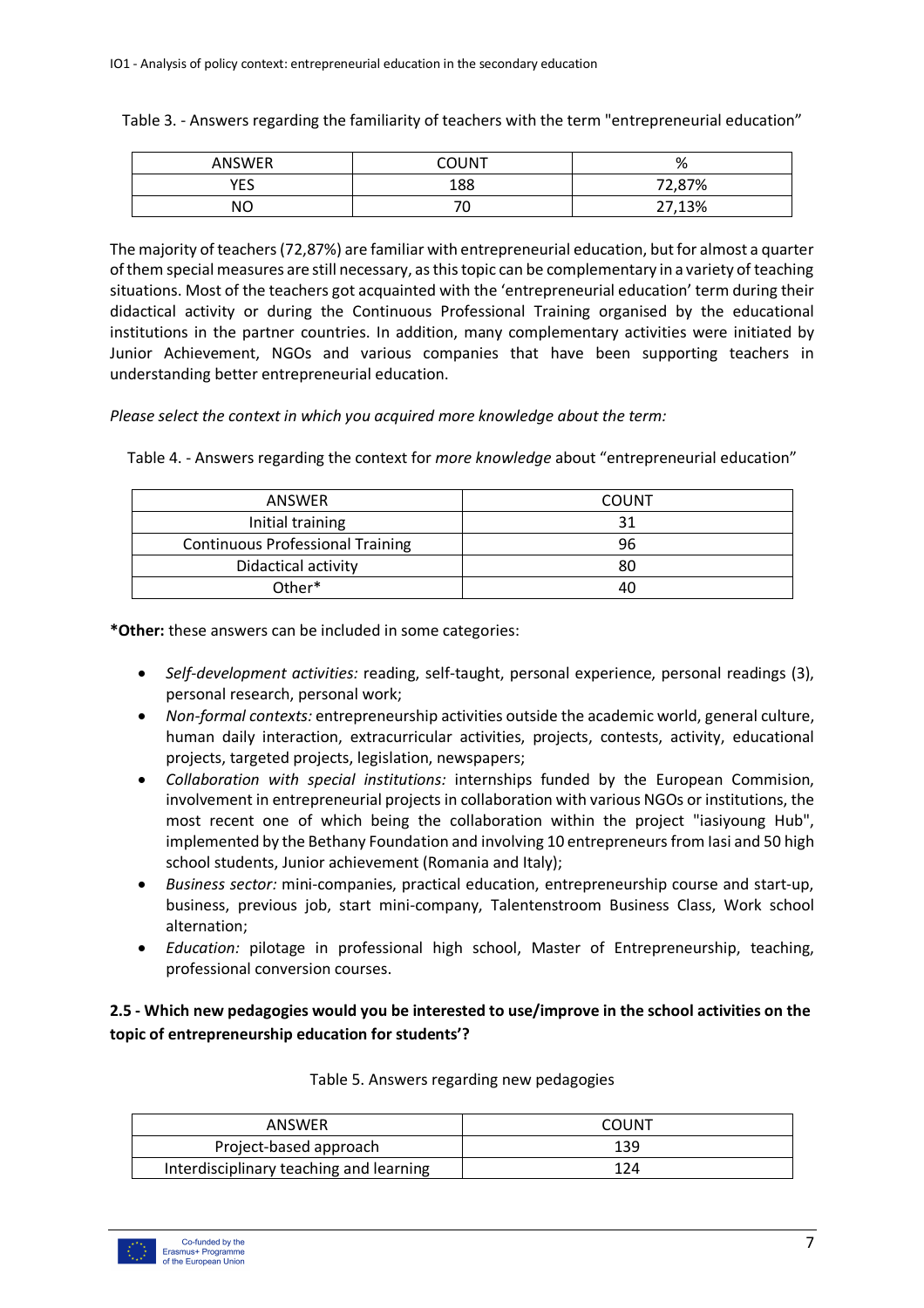Table 3. - Answers regarding the familiarity of teachers with the term "entrepreneurial education"

| ANSWER | COUNT | % |
| --- | --- | --- |
| YES | 188 | 72,87% |
| NO | 70 | 27,13% |

The majority of teachers (72,87%) are familiar with entrepreneurial education, but for almost a quarter of them special measures are still necessary, as this topic can be complementary in a variety of teaching situations. Most of the teachers got acquainted with the 'entrepreneurial education' term during their didactical activity or during the Continuous Professional Training organised by the educational institutions in the partner countries. In addition, many complementary activities were initiated by Junior Achievement, NGOs and various companies that have been supporting teachers in understanding better entrepreneurial education.

*Please select the context in which you acquired more knowledge about the term:*

Table 4. - Answers regarding the context for *more knowledge* about "entrepreneurial education"

| ANSWER | COUNT |
| --- | --- |
| Initial training | 31 |
| Continuous Professional Training | 96 |
| Didactical activity | 80 |
| Other* | 40 |

**\*Other:** these answers can be included in some categories:

- *Self-development activities:* reading, self-taught, personal experience, personal readings (3), personal research, personal work;
- *Non-formal contexts:* entrepreneurship activities outside the academic world, general culture, human daily interaction, extracurricular activities, projects, contests, activity, educational projects, targeted projects, legislation, newspapers;
- *Collaboration with special institutions:* internships funded by the European Commision, involvement in entrepreneurial projects in collaboration with various NGOs or institutions, the most recent one of which being the collaboration within the project "iasiyoung Hub", implemented by the Bethany Foundation and involving 10 entrepreneurs from Iasi and 50 high school students, Junior achievement (Romania and Italy);
- *Business sector:* mini-companies, practical education, entrepreneurship course and start-up, business, previous job, start mini-company, Talentenstroom Business Class, Work school alternation;
- *Education:* pilotage in professional high school, Master of Entrepreneurship, teaching, professional conversion courses.

**2.5 - Which new pedagogies would you be interested to use/improve in the school activities on the topic of entrepreneurship education for students'?**

Table 5. Answers regarding new pedagogies

| ANSWER | COUNT |
| --- | --- |
| Project-based approach | 139 |
| Interdisciplinary teaching and learning | 124 |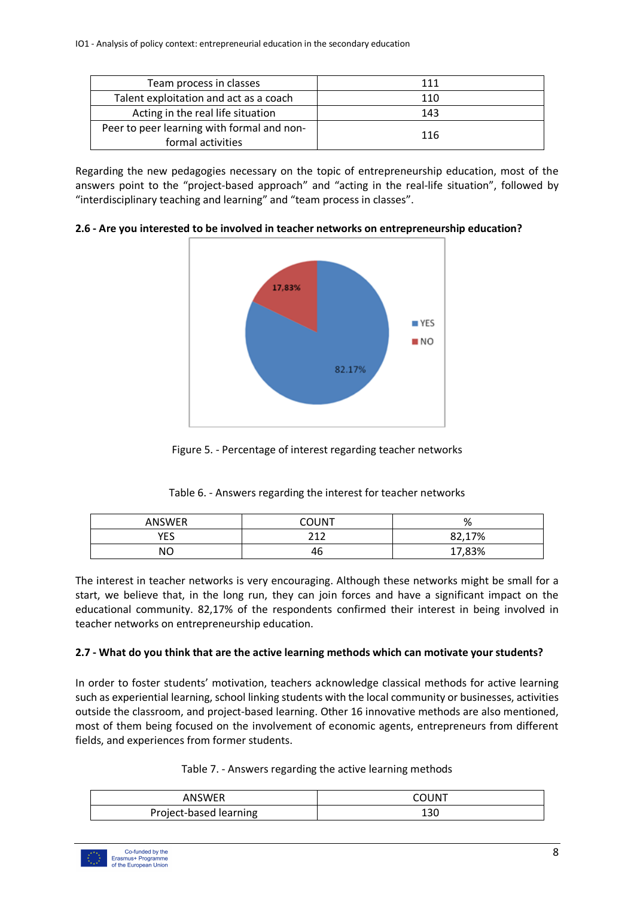| Team process in classes | 111 |
|---|---|
| Talent exploitation and act as a coach | 110 |
| Acting in the real life situation | 143 |
| Peer to peer learning with formal and non-formal activities | 116 |

Regarding the new pedagogies necessary on the topic of entrepreneurship education, most of the answers point to the "project-based approach" and "acting in the real-life situation", followed by "interdisciplinary teaching and learning" and "team process in classes".

**2.6 - Are you interested to be involved in teacher networks on entrepreneurship education?**

Figure 5. - Percentage of interest regarding teacher networks

Table 6. - Answers regarding the interest for teacher networks

| ANSWER | COUNT | % |
|---|---|---|
| YES | 212 | 82,17% |
| NO | 46 | 17,83% |

The interest in teacher networks is very encouraging. Although these networks might be small for a start, we believe that, in the long run, they can join forces and have a significant impact on the educational community. 82,17% of the respondents confirmed their interest in being involved in teacher networks on entrepreneurship education.

**2.7 - What do you think that are the active learning methods which can motivate your students?**

In order to foster students' motivation, teachers acknowledge classical methods for active learning such as experiential learning, school linking students with the local community or businesses, activities outside the classroom, and project-based learning. Other 16 innovative methods are also mentioned, most of them being focused on the involvement of economic agents, entrepreneurs from different fields, and experiences from former students.

Table 7. - Answers regarding the active learning methods

| ANSWER | COUNT |
|---|---|
| Project-based learning | 130 |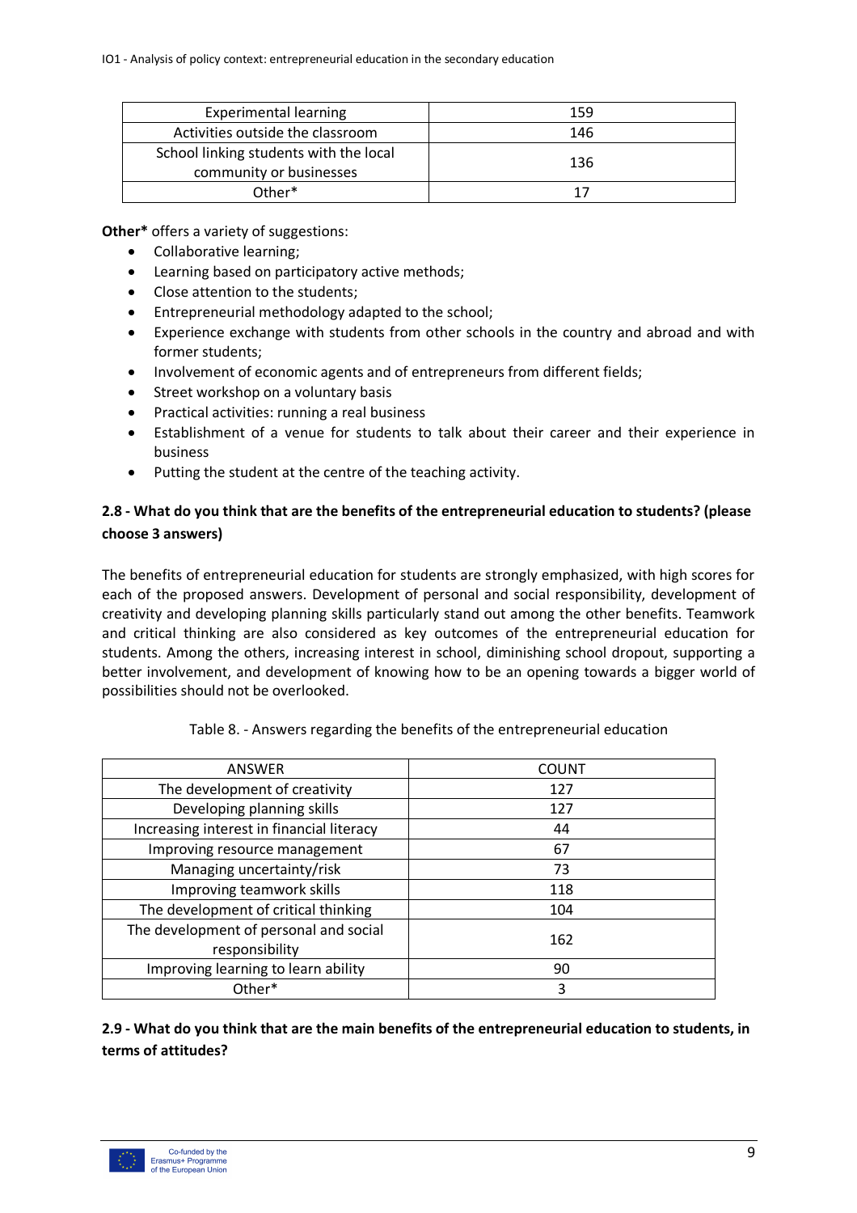| Experimental learning | 159 |
|---|---|
| Activities outside the classroom | 146 |
| School linking students with the local community or businesses | 136 |
| Other* | 17 |

**Other*** offers a variety of suggestions:

- Collaborative learning;
- Learning based on participatory active methods;
- Close attention to the students;
- Entrepreneurial methodology adapted to the school;
- Experience exchange with students from other schools in the country and abroad and with former students;
- Involvement of economic agents and of entrepreneurs from different fields;
- Street workshop on a voluntary basis
- Practical activities: running a real business
- Establishment of a venue for students to talk about their career and their experience in business
- Putting the student at the centre of the teaching activity.

### 2.8 - What do you think that are the benefits of the entrepreneurial education to students? (please choose 3 answers)

The benefits of entrepreneurial education for students are strongly emphasized, with high scores for each of the proposed answers. Development of personal and social responsibility, development of creativity and developing planning skills particularly stand out among the other benefits. Teamwork and critical thinking are also considered as key outcomes of the entrepreneurial education for students. Among the others, increasing interest in school, diminishing school dropout, supporting a better involvement, and development of knowing how to be an opening towards a bigger world of possibilities should not be overlooked.

Table 8. - Answers regarding the benefits of the entrepreneurial education

| ANSWER | COUNT |
|---|---|
| The development of creativity | 127 |
| Developing planning skills | 127 |
| Increasing interest in financial literacy | 44 |
| Improving resource management | 67 |
| Managing uncertainty/risk | 73 |
| Improving teamwork skills | 118 |
| The development of critical thinking | 104 |
| The development of personal and social responsibility | 162 |
| Improving learning to learn ability | 90 |
| Other* | 3 |

### 2.9 - What do you think that are the main benefits of the entrepreneurial education to students, in terms of attitudes?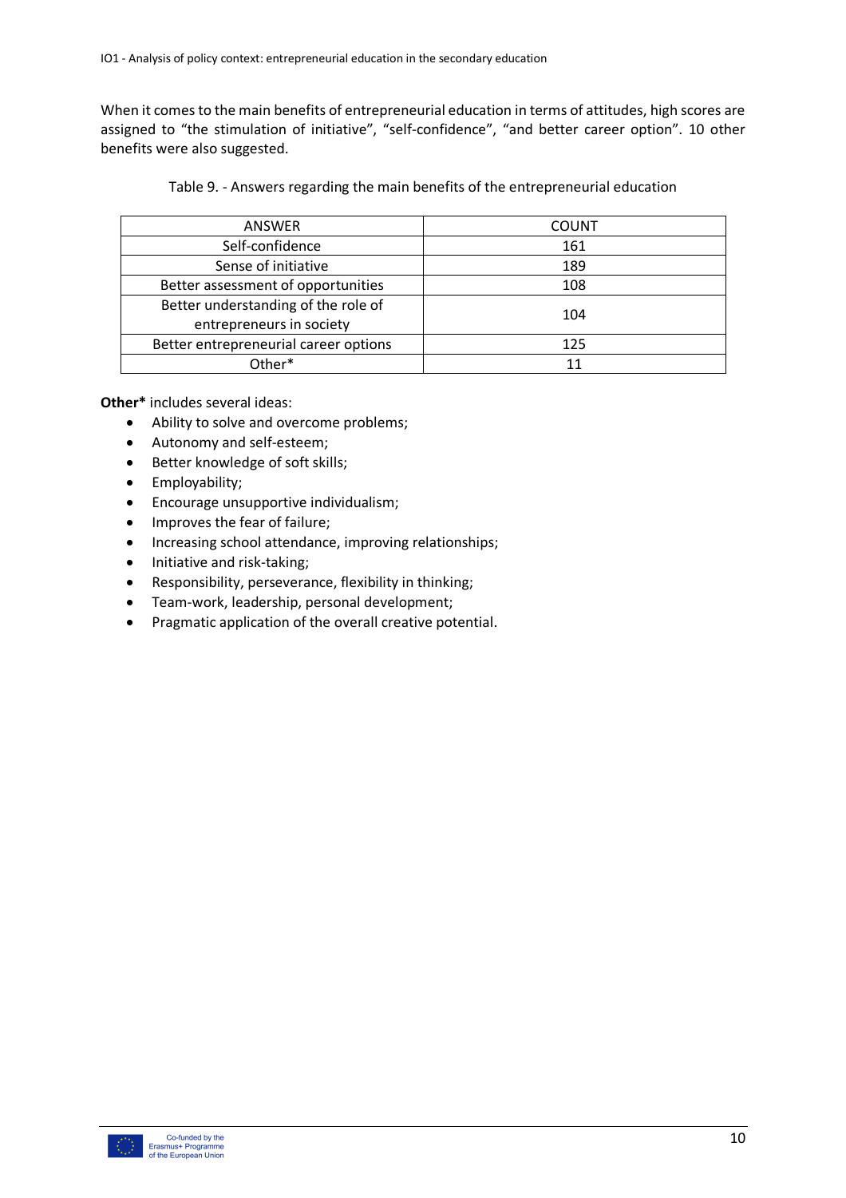When it comes to the main benefits of entrepreneurial education in terms of attitudes, high scores are assigned to "the stimulation of initiative", "self-confidence", "and better career option". 10 other benefits were also suggested.

Table 9. - Answers regarding the main benefits of the entrepreneurial education

| ANSWER | COUNT |
| --- | --- |
| Self-confidence | 161 |
| Sense of initiative | 189 |
| Better assessment of opportunities | 108 |
| Better understanding of the role of entrepreneurs in society | 104 |
| Better entrepreneurial career options | 125 |
| Other* | 11 |

**Other*** includes several ideas:

- Ability to solve and overcome problems;
- Autonomy and self-esteem;
- Better knowledge of soft skills;
- Employability;
- Encourage unsupportive individualism;
- Improves the fear of failure;
- Increasing school attendance, improving relationships;
- Initiative and risk-taking;
- Responsibility, perseverance, flexibility in thinking;
- Team-work, leadership, personal development;
- Pragmatic application of the overall creative potential.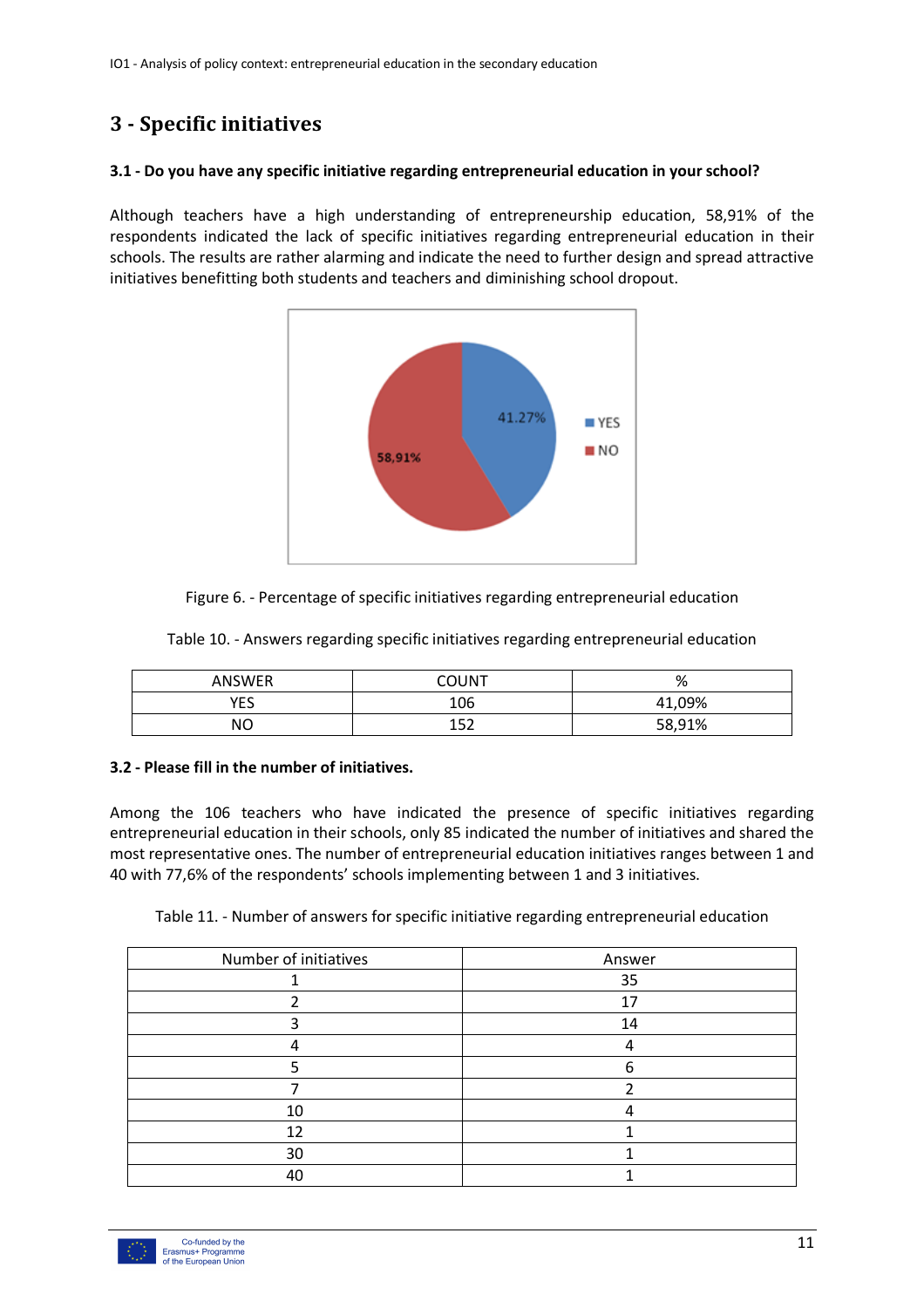## 3 - Specific initiatives

### 3.1 - Do you have any specific initiative regarding entrepreneurial education in your school?

Although teachers have a high understanding of entrepreneurship education, 58,91% of the respondents indicated the lack of specific initiatives regarding entrepreneurial education in their schools. The results are rather alarming and indicate the need to further design and spread attractive initiatives benefitting both students and teachers and diminishing school dropout.

Figure 6. - Percentage of specific initiatives regarding entrepreneurial education

Table 10. - Answers regarding specific initiatives regarding entrepreneurial education

| ANSWER | COUNT | % |
|---|---|---|
| YES | 106 | 41,09% |
| NO | 152 | 58,91% |

### 3.2 - Please fill in the number of initiatives.

Among the 106 teachers who have indicated the presence of specific initiatives regarding entrepreneurial education in their schools, only 85 indicated the number of initiatives and shared the most representative ones. The number of entrepreneurial education initiatives ranges between 1 and 40 with 77,6% of the respondents' schools implementing between 1 and 3 initiatives.

Table 11. - Number of answers for specific initiative regarding entrepreneurial education

| Number of initiatives | Answer |
|---|---|
| 1 | 35 |
| 2 | 17 |
| 3 | 14 |
| 4 | 4 |
| 5 | 6 |
| 7 | 2 |
| 10 | 4 |
| 12 | 1 |
| 30 | 1 |
| 40 | 1 |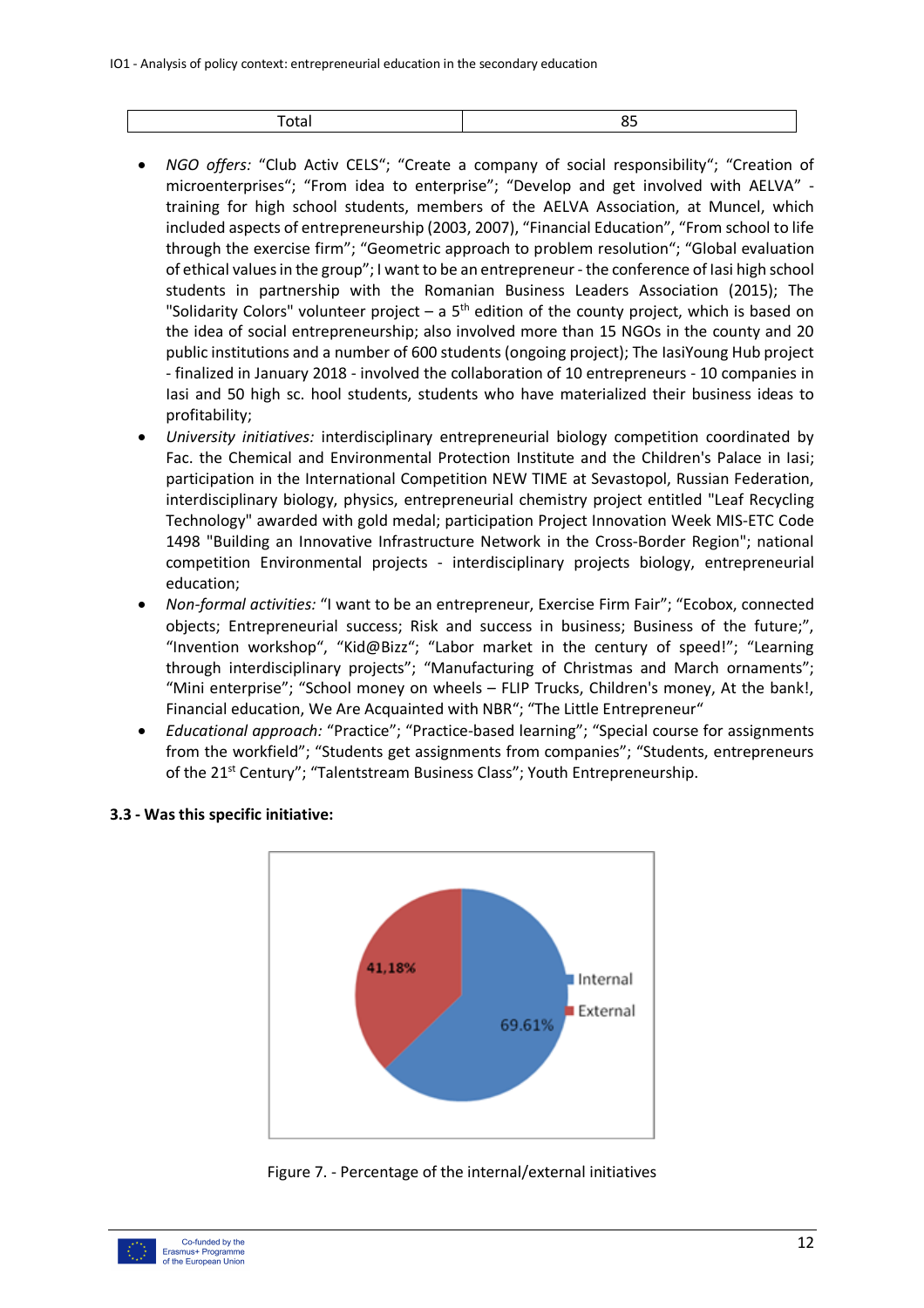| Total | 85 |
|---|---|

- *NGO offers:* "Club Activ CELS"; "Create a company of social responsibility"; "Creation of microenterprises"; "From idea to enterprise"; "Develop and get involved with AELVA" - training for high school students, members of the AELVA Association, at Muncel, which included aspects of entrepreneurship (2003, 2007), "Financial Education", "From school to life through the exercise firm"; "Geometric approach to problem resolution"; "Global evaluation of ethical values in the group"; I want to be an entrepreneur - the conference of Iasi high school students in partnership with the Romanian Business Leaders Association (2015); The "Solidarity Colors" volunteer project – a 5th edition of the county project, which is based on the idea of social entrepreneurship; also involved more than 15 NGOs in the county and 20 public institutions and a number of 600 students (ongoing project); The IasiYoung Hub project - finalized in January 2018 - involved the collaboration of 10 entrepreneurs - 10 companies in Iasi and 50 high sc. hool students, students who have materialized their business ideas to profitability;
- *University initiatives:* interdisciplinary entrepreneurial biology competition coordinated by Fac. the Chemical and Environmental Protection Institute and the Children's Palace in Iasi; participation in the International Competition NEW TIME at Sevastopol, Russian Federation, interdisciplinary biology, physics, entrepreneurial chemistry project entitled "Leaf Recycling Technology" awarded with gold medal; participation Project Innovation Week MIS-ETC Code 1498 "Building an Innovative Infrastructure Network in the Cross-Border Region"; national competition Environmental projects - interdisciplinary projects biology, entrepreneurial education;
- *Non-formal activities:* "I want to be an entrepreneur, Exercise Firm Fair"; "Ecobox, connected objects; Entrepreneurial success; Risk and success in business; Business of the future;", "Invention workshop", "Kid@Bizz"; "Labor market in the century of speed!"; "Learning through interdisciplinary projects"; "Manufacturing of Christmas and March ornaments"; "Mini enterprise"; "School money on wheels – FLIP Trucks, Children's money, At the bank!, Financial education, We Are Acquainted with NBR"; "The Little Entrepreneur"
- *Educational approach:* "Practice"; "Practice-based learning"; "Special course for assignments from the workfield"; "Students get assignments from companies"; "Students, entrepreneurs of the 21st Century"; "Talentstream Business Class"; Youth Entrepreneurship.

### 3.3 - Was this specific initiative:

Figure 7. - Percentage of the internal/external initiatives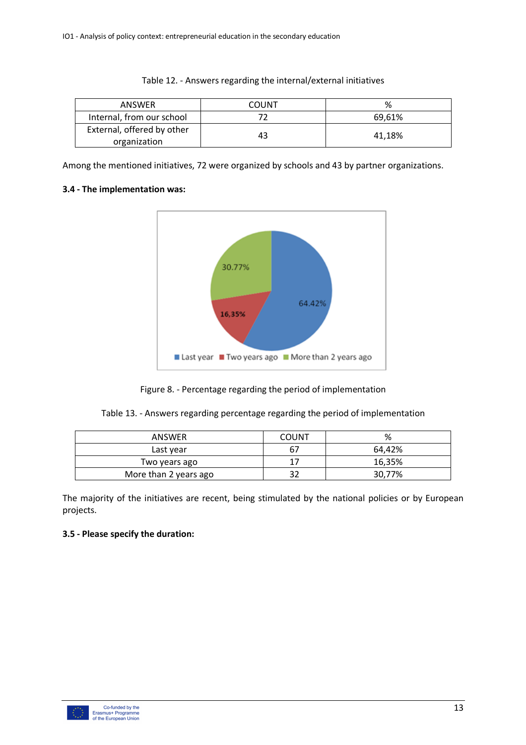Table 12. - Answers regarding the internal/external initiatives

| ANSWER | COUNT | % |
|---|---|---|
| Internal, from our school | 72 | 69,61% |
| External, offered by other organization | 43 | 41,18% |

Among the mentioned initiatives, 72 were organized by schools and 43 by partner organizations.

**3.4 - The implementation was:**

Figure 8. - Percentage regarding the period of implementation

Table 13. - Answers regarding percentage regarding the period of implementation

| ANSWER | COUNT | % |
|---|---|---|
| Last year | 67 | 64,42% |
| Two years ago | 17 | 16,35% |
| More than 2 years ago | 32 | 30,77% |

The majority of the initiatives are recent, being stimulated by the national policies or by European projects.

**3.5 - Please specify the duration:**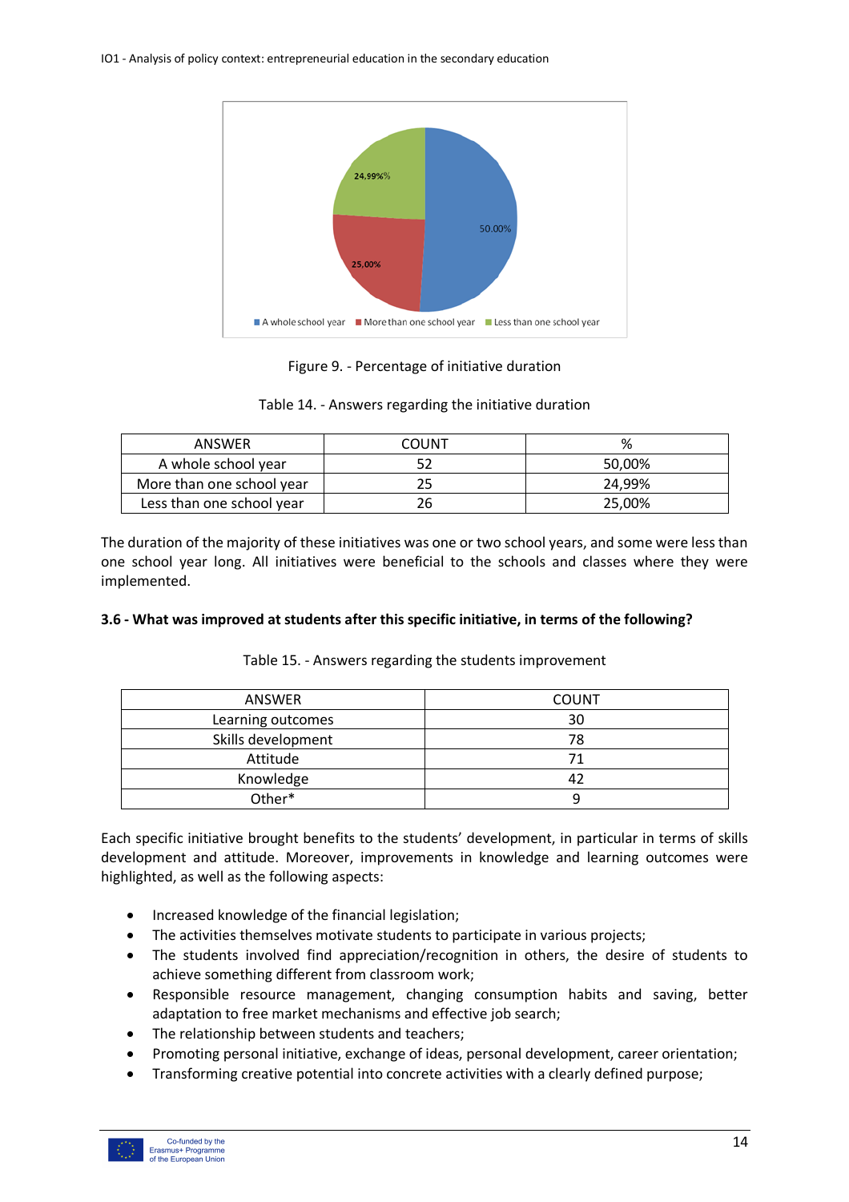Figure 9. - Percentage of initiative duration

Table 14. - Answers regarding the initiative duration

| ANSWER | COUNT | % |
|---|---|---|
| A whole school year | 52 | 50,00% |
| More than one school year | 25 | 24,99% |
| Less than one school year | 26 | 25,00% |

The duration of the majority of these initiatives was one or two school years, and some were less than one school year long. All initiatives were beneficial to the schools and classes where they were implemented.

**3.6 - What was improved at students after this specific initiative, in terms of the following?**

Table 15. - Answers regarding the students improvement

| ANSWER | COUNT |
|---|---|
| Learning outcomes | 30 |
| Skills development | 78 |
| Attitude | 71 |
| Knowledge | 42 |
| Other* | 9 |

Each specific initiative brought benefits to the students' development, in particular in terms of skills development and attitude. Moreover, improvements in knowledge and learning outcomes were highlighted, as well as the following aspects:

- Increased knowledge of the financial legislation;
- The activities themselves motivate students to participate in various projects;
- The students involved find appreciation/recognition in others, the desire of students to achieve something different from classroom work;
- Responsible resource management, changing consumption habits and saving, better adaptation to free market mechanisms and effective job search;
- The relationship between students and teachers;
- Promoting personal initiative, exchange of ideas, personal development, career orientation;
- Transforming creative potential into concrete activities with a clearly defined purpose;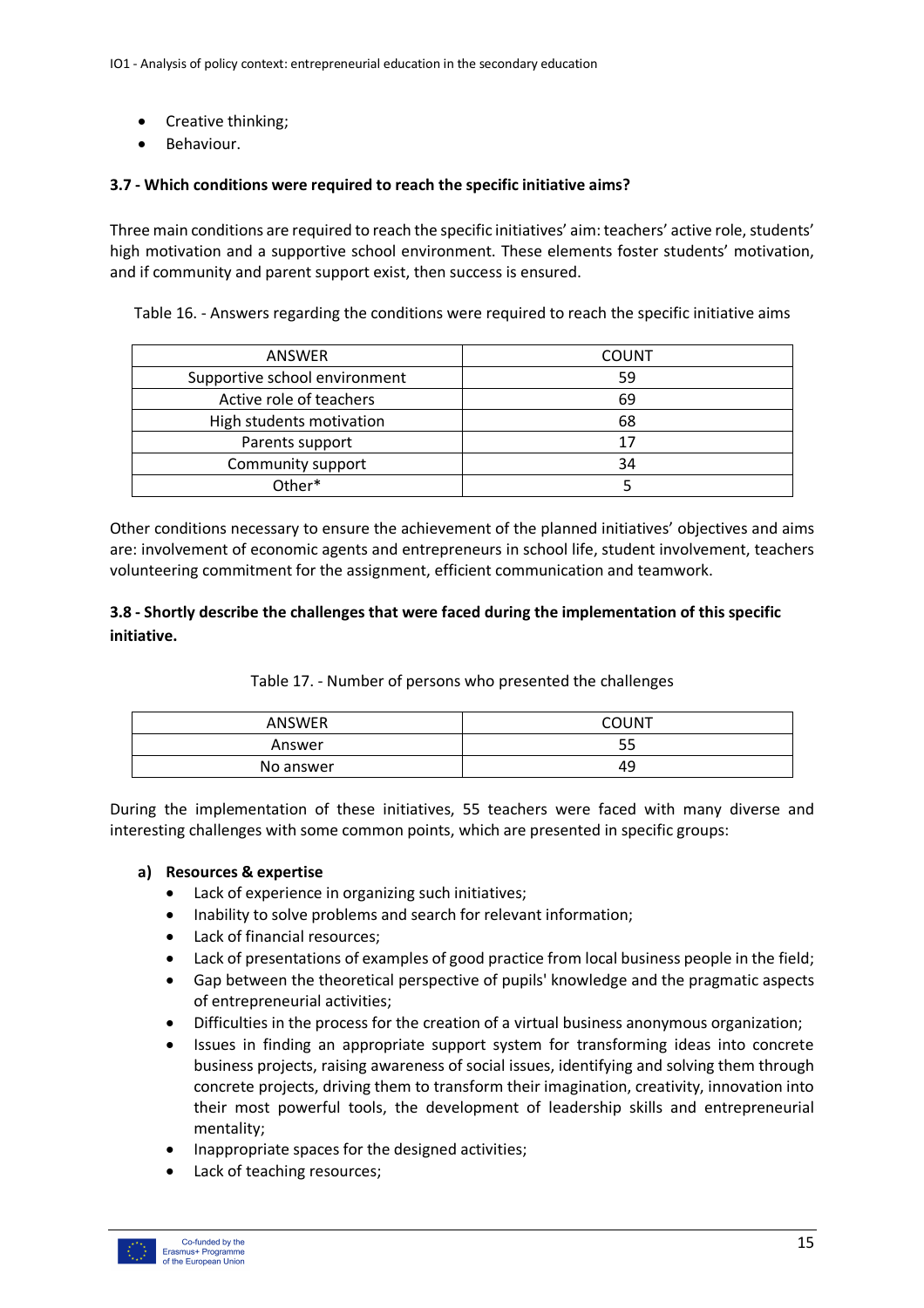- Creative thinking;
- Behaviour.

### 3.7 - Which conditions were required to reach the specific initiative aims?

Three main conditions are required to reach the specific initiatives' aim: teachers' active role, students' high motivation and a supportive school environment. These elements foster students' motivation, and if community and parent support exist, then success is ensured.

Table 16. - Answers regarding the conditions were required to reach the specific initiative aims

| ANSWER | COUNT |
|---|---|
| Supportive school environment | 59 |
| Active role of teachers | 69 |
| High students motivation | 68 |
| Parents support | 17 |
| Community support | 34 |
| Other* | 5 |

Other conditions necessary to ensure the achievement of the planned initiatives' objectives and aims are: involvement of economic agents and entrepreneurs in school life, student involvement, teachers volunteering commitment for the assignment, efficient communication and teamwork.

### 3.8 - Shortly describe the challenges that were faced during the implementation of this specific initiative.

Table 17. - Number of persons who presented the challenges

| ANSWER | COUNT |
|---|---|
| Answer | 55 |
| No answer | 49 |

During the implementation of these initiatives, 55 teachers were faced with many diverse and interesting challenges with some common points, which are presented in specific groups:

**a) Resources & expertise**

- Lack of experience in organizing such initiatives;
- Inability to solve problems and search for relevant information;
- Lack of financial resources;
- Lack of presentations of examples of good practice from local business people in the field;
- Gap between the theoretical perspective of pupils' knowledge and the pragmatic aspects of entrepreneurial activities;
- Difficulties in the process for the creation of a virtual business anonymous organization;
- Issues in finding an appropriate support system for transforming ideas into concrete business projects, raising awareness of social issues, identifying and solving them through concrete projects, driving them to transform their imagination, creativity, innovation into their most powerful tools, the development of leadership skills and entrepreneurial mentality;
- Inappropriate spaces for the designed activities;
- Lack of teaching resources;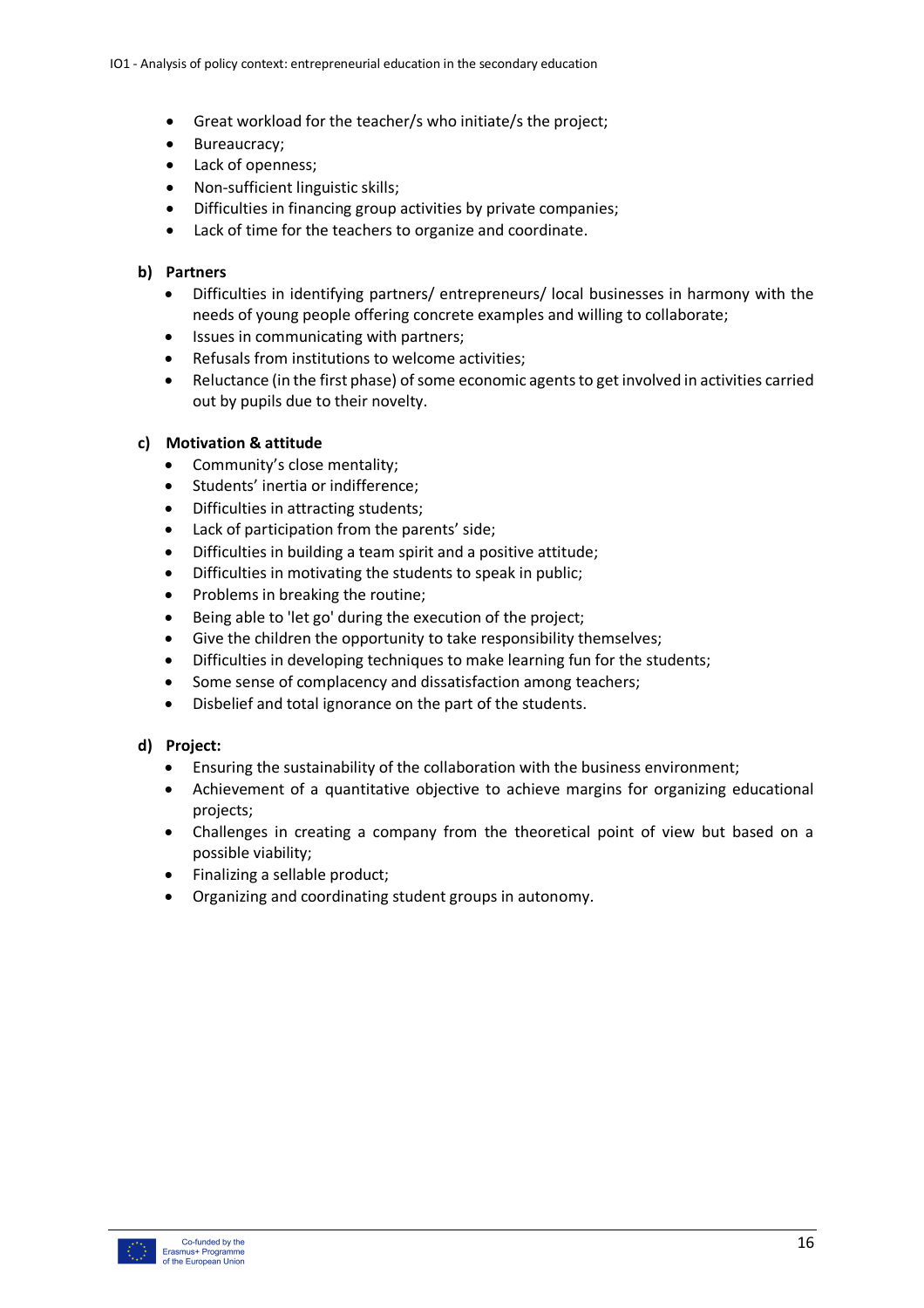- Great workload for the teacher/s who initiate/s the project;
- Bureaucracy;
- Lack of openness;
- Non-sufficient linguistic skills;
- Difficulties in financing group activities by private companies;
- Lack of time for the teachers to organize and coordinate.

**b) Partners**

- Difficulties in identifying partners/ entrepreneurs/ local businesses in harmony with the needs of young people offering concrete examples and willing to collaborate;
- Issues in communicating with partners;
- Refusals from institutions to welcome activities;
- Reluctance (in the first phase) of some economic agents to get involved in activities carried out by pupils due to their novelty.

**c) Motivation & attitude**

- Community's close mentality;
- Students' inertia or indifference;
- Difficulties in attracting students;
- Lack of participation from the parents' side;
- Difficulties in building a team spirit and a positive attitude;
- Difficulties in motivating the students to speak in public;
- Problems in breaking the routine;
- Being able to 'let go' during the execution of the project;
- Give the children the opportunity to take responsibility themselves;
- Difficulties in developing techniques to make learning fun for the students;
- Some sense of complacency and dissatisfaction among teachers;
- Disbelief and total ignorance on the part of the students.

**d) Project:**

- Ensuring the sustainability of the collaboration with the business environment;
- Achievement of a quantitative objective to achieve margins for organizing educational projects;
- Challenges in creating a company from the theoretical point of view but based on a possible viability;
- Finalizing a sellable product;
- Organizing and coordinating student groups in autonomy.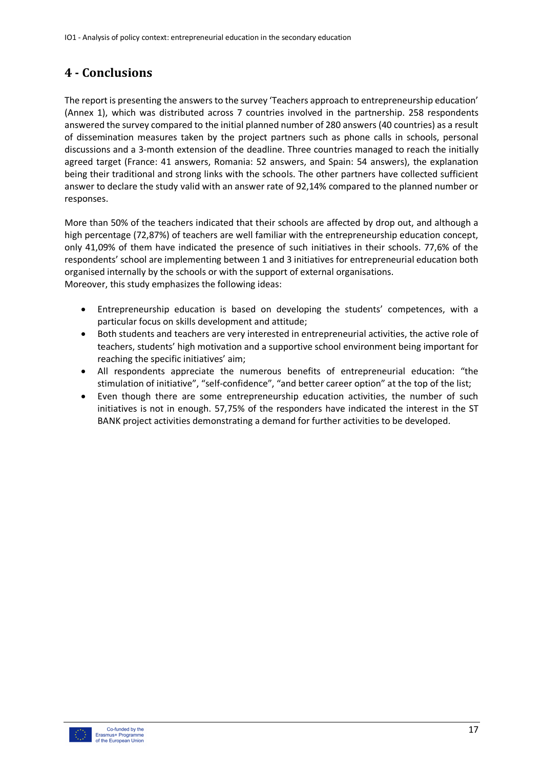## 4 - Conclusions

The report is presenting the answers to the survey 'Teachers approach to entrepreneurship education' (Annex 1), which was distributed across 7 countries involved in the partnership. 258 respondents answered the survey compared to the initial planned number of 280 answers (40 countries) as a result of dissemination measures taken by the project partners such as phone calls in schools, personal discussions and a 3-month extension of the deadline. Three countries managed to reach the initially agreed target (France: 41 answers, Romania: 52 answers, and Spain: 54 answers), the explanation being their traditional and strong links with the schools. The other partners have collected sufficient answer to declare the study valid with an answer rate of 92,14% compared to the planned number or responses.

More than 50% of the teachers indicated that their schools are affected by drop out, and although a high percentage (72,87%) of teachers are well familiar with the entrepreneurship education concept, only 41,09% of them have indicated the presence of such initiatives in their schools. 77,6% of the respondents' school are implementing between 1 and 3 initiatives for entrepreneurial education both organised internally by the schools or with the support of external organisations.
Moreover, this study emphasizes the following ideas:

- Entrepreneurship education is based on developing the students' competences, with a particular focus on skills development and attitude;
- Both students and teachers are very interested in entrepreneurial activities, the active role of teachers, students' high motivation and a supportive school environment being important for reaching the specific initiatives' aim;
- All respondents appreciate the numerous benefits of entrepreneurial education: "the stimulation of initiative", "self-confidence", "and better career option" at the top of the list;
- Even though there are some entrepreneurship education activities, the number of such initiatives is not in enough. 57,75% of the responders have indicated the interest in the ST BANK project activities demonstrating a demand for further activities to be developed.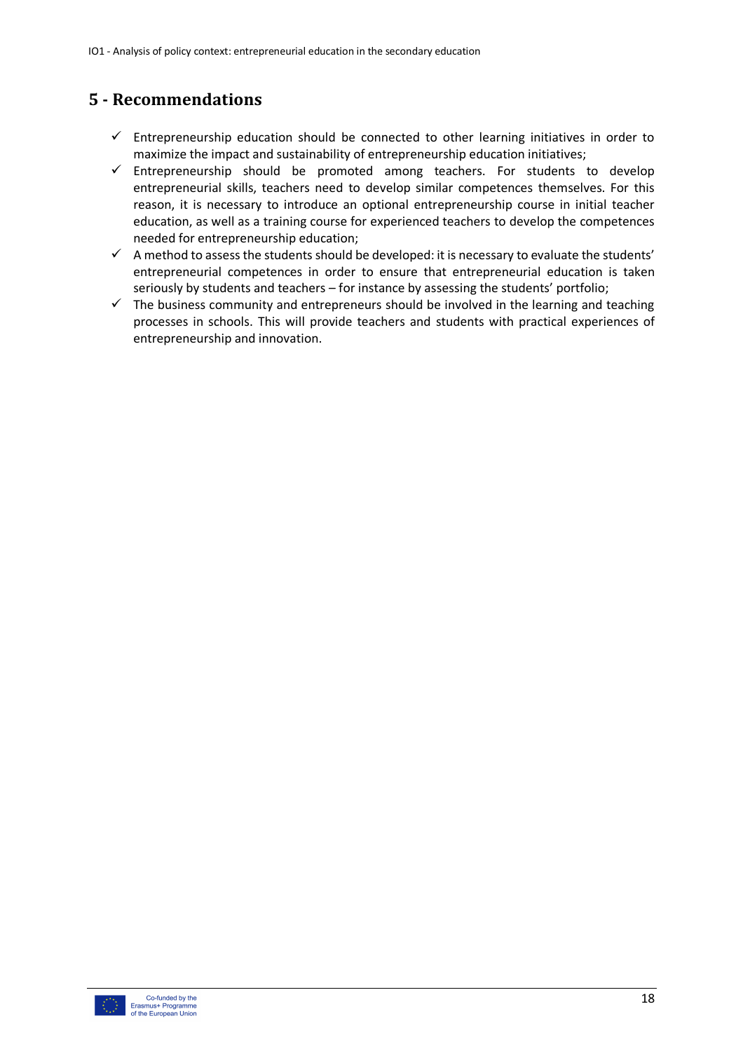## 5 - Recommendations

- ✓ Entrepreneurship education should be connected to other learning initiatives in order to maximize the impact and sustainability of entrepreneurship education initiatives;
- ✓ Entrepreneurship should be promoted among teachers. For students to develop entrepreneurial skills, teachers need to develop similar competences themselves. For this reason, it is necessary to introduce an optional entrepreneurship course in initial teacher education, as well as a training course for experienced teachers to develop the competences needed for entrepreneurship education;
- ✓ A method to assess the students should be developed: it is necessary to evaluate the students' entrepreneurial competences in order to ensure that entrepreneurial education is taken seriously by students and teachers – for instance by assessing the students' portfolio;
- ✓ The business community and entrepreneurs should be involved in the learning and teaching processes in schools. This will provide teachers and students with practical experiences of entrepreneurship and innovation.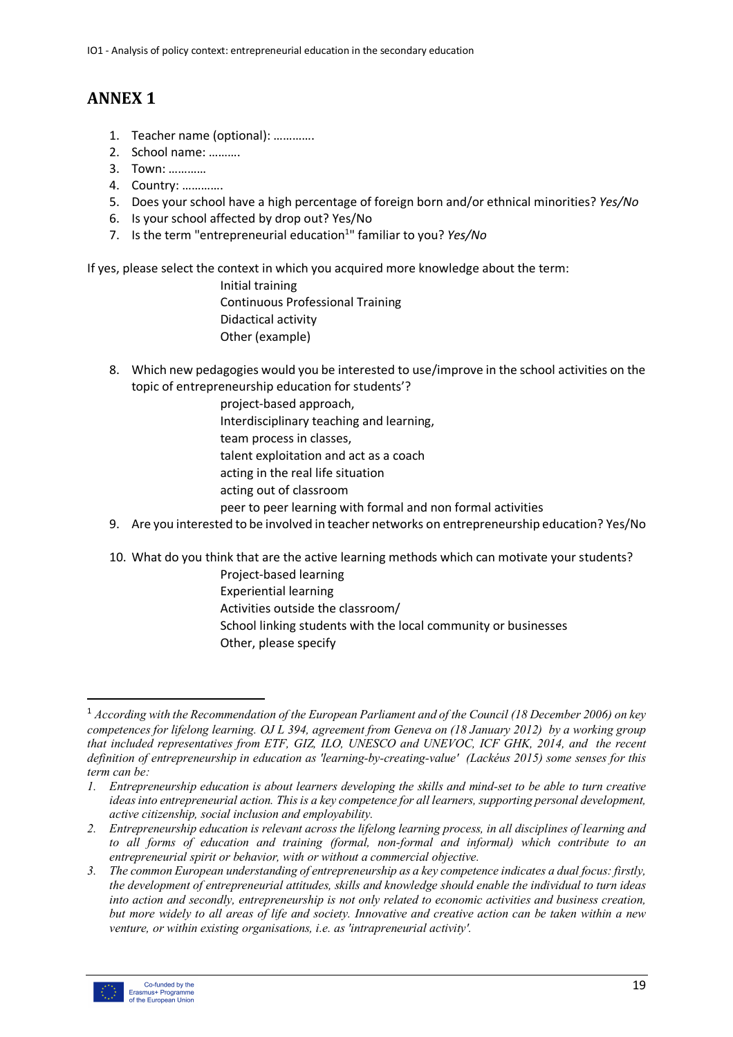# ANNEX 1

1. Teacher name (optional): ………….
2. School name: ……….
3. Town: …………
4. Country: ………….
5. Does your school have a high percentage of foreign born and/or ethnical minorities? *Yes/No*
6. Is your school affected by drop out? Yes/No
7. Is the term "entrepreneurial education[1]" familiar to you? *Yes/No*

If yes, please select the context in which you acquired more knowledge about the term:

- Initial training
- Continuous Professional Training
- Didactical activity
- Other (example)

8. Which new pedagogies would you be interested to use/improve in the school activities on the topic of entrepreneurship education for students'?
   - project-based approach,
   - Interdisciplinary teaching and learning,
   - team process in classes,
   - talent exploitation and act as a coach
   - acting in the real life situation
   - acting out of classroom
   - peer to peer learning with formal and non formal activities
9. Are you interested to be involved in teacher networks on entrepreneurship education? Yes/No
10. What do you think that are the active learning methods which can motivate your students?
    - Project-based learning
    - Experiential learning
    - Activities outside the classroom/
    - School linking students with the local community or businesses
    - Other, please specify

---

[1] *According with the Recommendation of the European Parliament and of the Council (18 December 2006) on key competences for lifelong learning. OJ L 394, agreement from Geneva on (18 January 2012) by a working group that included representatives from ETF, GIZ, ILO, UNESCO and UNEVOC, ICF GHK, 2014, and the recent definition of entrepreneurship in education as 'learning-by-creating-value' (Lackéus 2015) some senses for this term can be:*

1. *Entrepreneurship education is about learners developing the skills and mind-set to be able to turn creative ideas into entrepreneurial action. This is a key competence for all learners, supporting personal development, active citizenship, social inclusion and employability.*
2. *Entrepreneurship education is relevant across the lifelong learning process, in all disciplines of learning and to all forms of education and training (formal, non-formal and informal) which contribute to an entrepreneurial spirit or behavior, with or without a commercial objective.*
3. *The common European understanding of entrepreneurship as a key competence indicates a dual focus: firstly, the development of entrepreneurial attitudes, skills and knowledge should enable the individual to turn ideas into action and secondly, entrepreneurship is not only related to economic activities and business creation, but more widely to all areas of life and society. Innovative and creative action can be taken within a new venture, or within existing organisations, i.e. as 'intrapreneurial activity'.*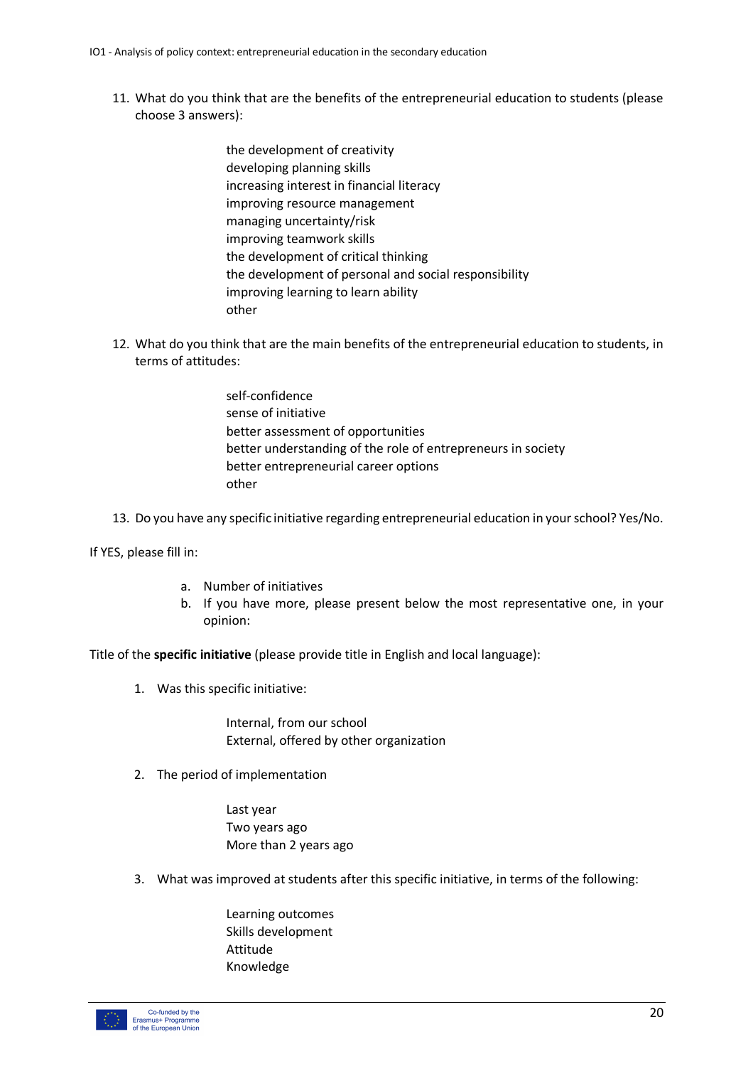11. What do you think that are the benefits of the entrepreneurial education to students (please choose 3 answers):

    the development of creativity
    developing planning skills
    increasing interest in financial literacy
    improving resource management
    managing uncertainty/risk
    improving teamwork skills
    the development of critical thinking
    the development of personal and social responsibility
    improving learning to learn ability
    other

12. What do you think that are the main benefits of the entrepreneurial education to students, in terms of attitudes:

    self-confidence
    sense of initiative
    better assessment of opportunities
    better understanding of the role of entrepreneurs in society
    better entrepreneurial career options
    other

13. Do you have any specific initiative regarding entrepreneurial education in your school? Yes/No.

If YES, please fill in:

a. Number of initiatives
b. If you have more, please present below the most representative one, in your opinion:

Title of the **specific initiative** (please provide title in English and local language):

1. Was this specific initiative:

    Internal, from our school
    External, offered by other organization

2. The period of implementation

    Last year
    Two years ago
    More than 2 years ago

3. What was improved at students after this specific initiative, in terms of the following:

    Learning outcomes
    Skills development
    Attitude
    Knowledge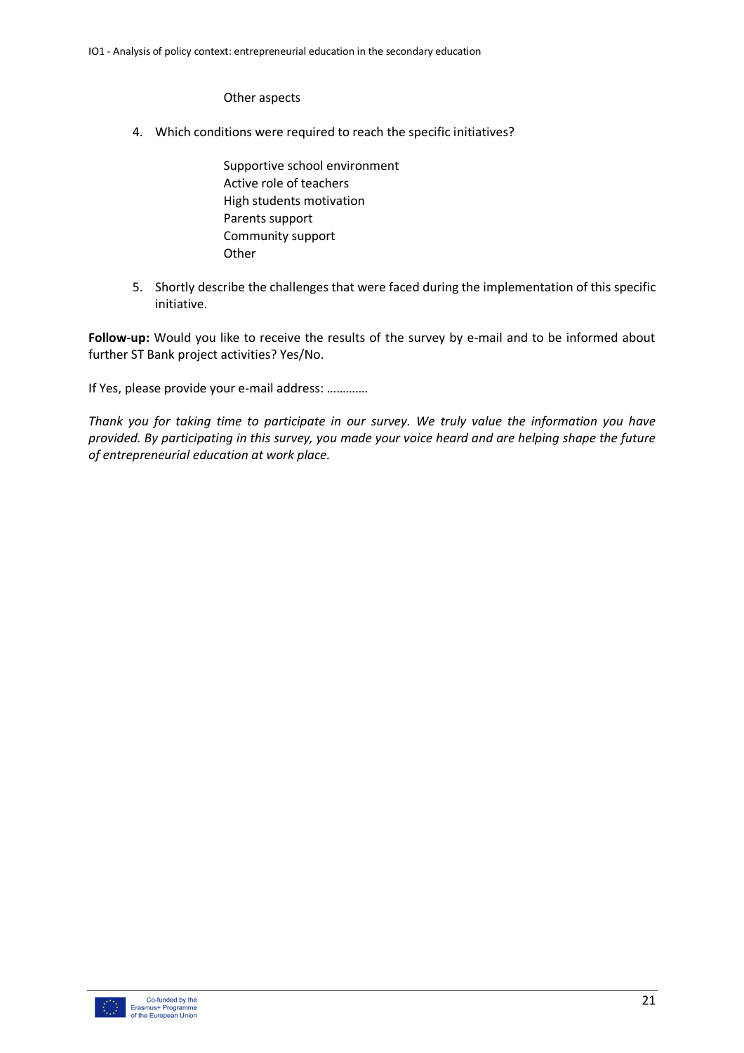Other aspects

4. Which conditions were required to reach the specific initiatives?

    Supportive school environment
    Active role of teachers
    High students motivation
    Parents support
    Community support
    Other

5. Shortly describe the challenges that were faced during the implementation of this specific initiative.

**Follow-up:** Would you like to receive the results of the survey by e-mail and to be informed about further ST Bank project activities? Yes/No.

If Yes, please provide your e-mail address: …………

*Thank you for taking time to participate in our survey. We truly value the information you have provided. By participating in this survey, you made your voice heard and are helping shape the future of entrepreneurial education at work place.*